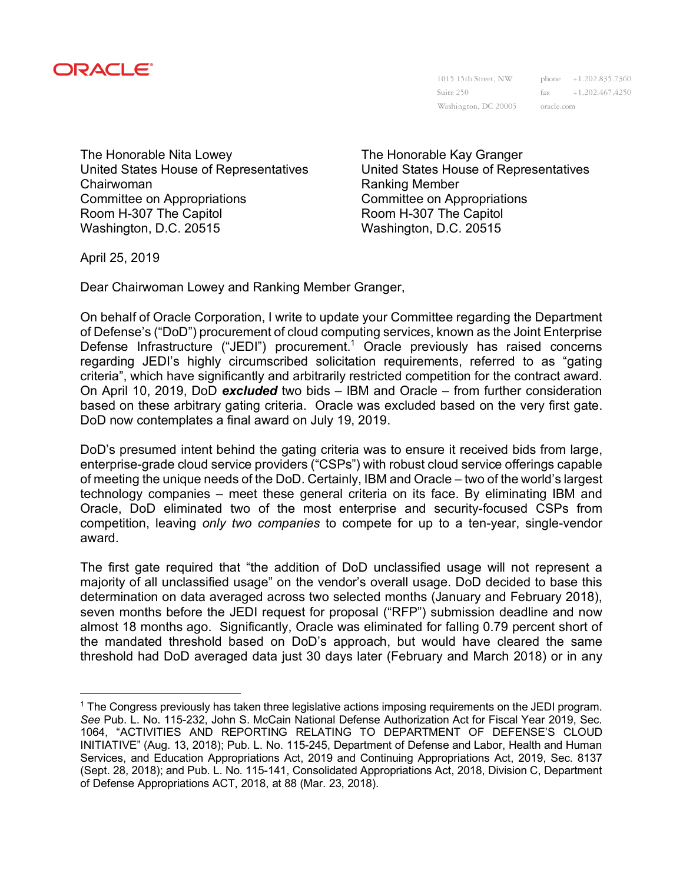ORACLE

1015 15th Street, NW
Suite 250
Washington, DC 20005

phone +1.202.835.7360
fax +1.202.467.4250
oracle.com

The Honorable Nita Lowey
United States House of Representatives
Chairwoman
Committee on Appropriations
Room H-307 The Capitol
Washington, D.C. 20515

The Honorable Kay Granger
United States House of Representatives
Ranking Member
Committee on Appropriations
Room H-307 The Capitol
Washington, D.C. 20515

April 25, 2019

Dear Chairwoman Lowey and Ranking Member Granger,

On behalf of Oracle Corporation, I write to update your Committee regarding the Department of Defense's ("DoD") procurement of cloud computing services, known as the Joint Enterprise Defense Infrastructure ("JEDI") procurement.[1] Oracle previously has raised concerns regarding JEDI's highly circumscribed solicitation requirements, referred to as "gating criteria", which have significantly and arbitrarily restricted competition for the contract award. On April 10, 2019, DoD ***excluded*** two bids – IBM and Oracle – from further consideration based on these arbitrary gating criteria. Oracle was excluded based on the very first gate. DoD now contemplates a final award on July 19, 2019.

DoD's presumed intent behind the gating criteria was to ensure it received bids from large, enterprise-grade cloud service providers ("CSPs") with robust cloud service offerings capable of meeting the unique needs of the DoD. Certainly, IBM and Oracle – two of the world's largest technology companies – meet these general criteria on its face. By eliminating IBM and Oracle, DoD eliminated two of the most enterprise and security-focused CSPs from competition, leaving *only two companies* to compete for up to a ten-year, single-vendor award.

The first gate required that "the addition of DoD unclassified usage will not represent a majority of all unclassified usage" on the vendor's overall usage. DoD decided to base this determination on data averaged across two selected months (January and February 2018), seven months before the JEDI request for proposal ("RFP") submission deadline and now almost 18 months ago. Significantly, Oracle was eliminated for falling 0.79 percent short of the mandated threshold based on DoD's approach, but would have cleared the same threshold had DoD averaged data just 30 days later (February and March 2018) or in any

[1] The Congress previously has taken three legislative actions imposing requirements on the JEDI program. *See* Pub. L. No. 115-232, John S. McCain National Defense Authorization Act for Fiscal Year 2019, Sec. 1064, "ACTIVITIES AND REPORTING RELATING TO DEPARTMENT OF DEFENSE'S CLOUD INITIATIVE" (Aug. 13, 2018); Pub. L. No. 115-245, Department of Defense and Labor, Health and Human Services, and Education Appropriations Act, 2019 and Continuing Appropriations Act, 2019, Sec. 8137 (Sept. 28, 2018); and Pub. L. No. 115-141, Consolidated Appropriations Act, 2018, Division C, Department of Defense Appropriations ACT, 2018, at 88 (Mar. 23, 2018).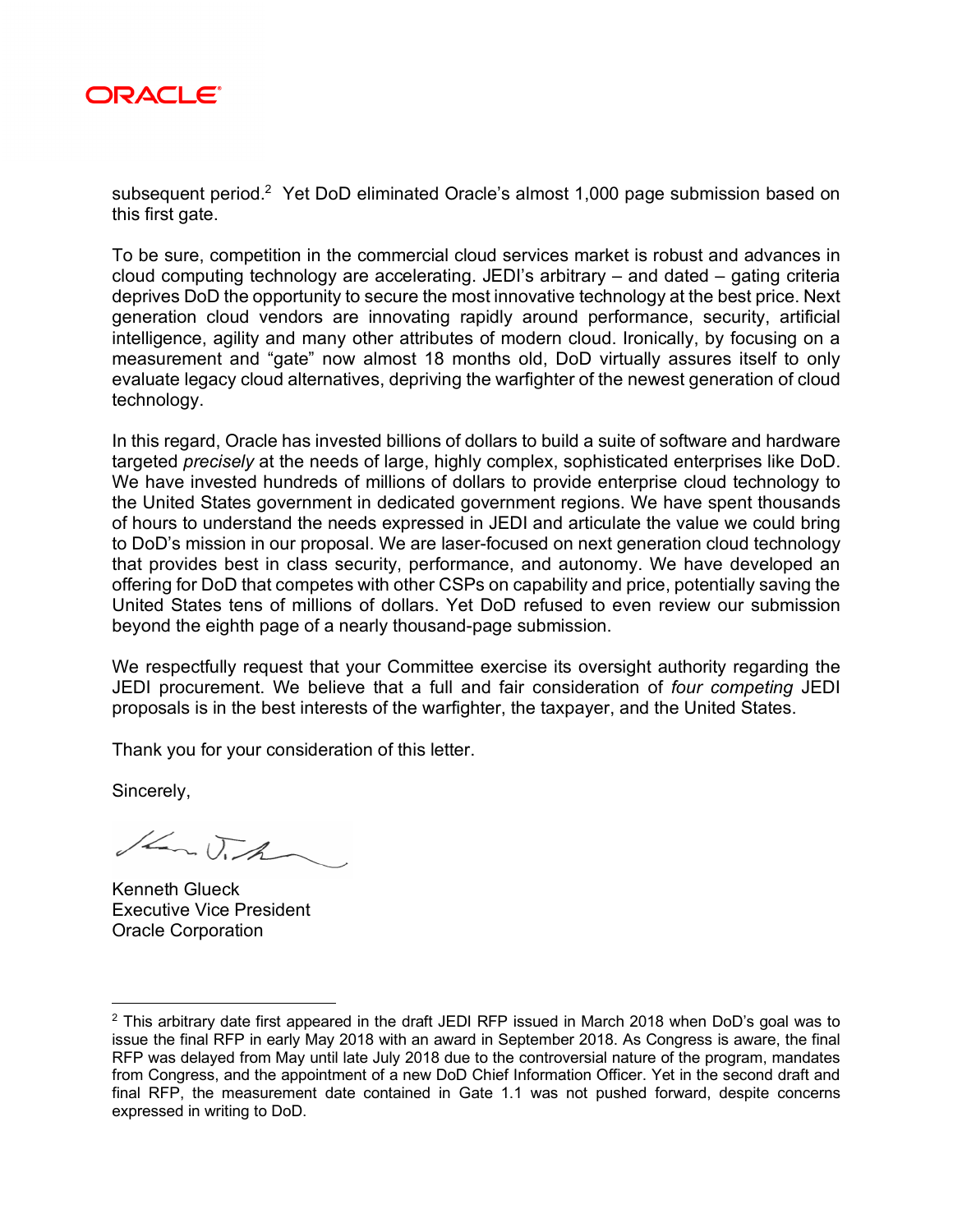subsequent period.[2] Yet DoD eliminated Oracle's almost 1,000 page submission based on this first gate.

To be sure, competition in the commercial cloud services market is robust and advances in cloud computing technology are accelerating. JEDI's arbitrary – and dated – gating criteria deprives DoD the opportunity to secure the most innovative technology at the best price. Next generation cloud vendors are innovating rapidly around performance, security, artificial intelligence, agility and many other attributes of modern cloud. Ironically, by focusing on a measurement and "gate" now almost 18 months old, DoD virtually assures itself to only evaluate legacy cloud alternatives, depriving the warfighter of the newest generation of cloud technology.

In this regard, Oracle has invested billions of dollars to build a suite of software and hardware targeted *precisely* at the needs of large, highly complex, sophisticated enterprises like DoD. We have invested hundreds of millions of dollars to provide enterprise cloud technology to the United States government in dedicated government regions. We have spent thousands of hours to understand the needs expressed in JEDI and articulate the value we could bring to DoD's mission in our proposal. We are laser-focused on next generation cloud technology that provides best in class security, performance, and autonomy. We have developed an offering for DoD that competes with other CSPs on capability and price, potentially saving the United States tens of millions of dollars. Yet DoD refused to even review our submission beyond the eighth page of a nearly thousand-page submission.

We respectfully request that your Committee exercise its oversight authority regarding the JEDI procurement. We believe that a full and fair consideration of *four competing* JEDI proposals is in the best interests of the warfighter, the taxpayer, and the United States.

Thank you for your consideration of this letter.

Sincerely,

Kenneth Glueck
Executive Vice President
Oracle Corporation

---

[2] This arbitrary date first appeared in the draft JEDI RFP issued in March 2018 when DoD's goal was to issue the final RFP in early May 2018 with an award in September 2018. As Congress is aware, the final RFP was delayed from May until late July 2018 due to the controversial nature of the program, mandates from Congress, and the appointment of a new DoD Chief Information Officer. Yet in the second draft and final RFP, the measurement date contained in Gate 1.1 was not pushed forward, despite concerns expressed in writing to DoD.